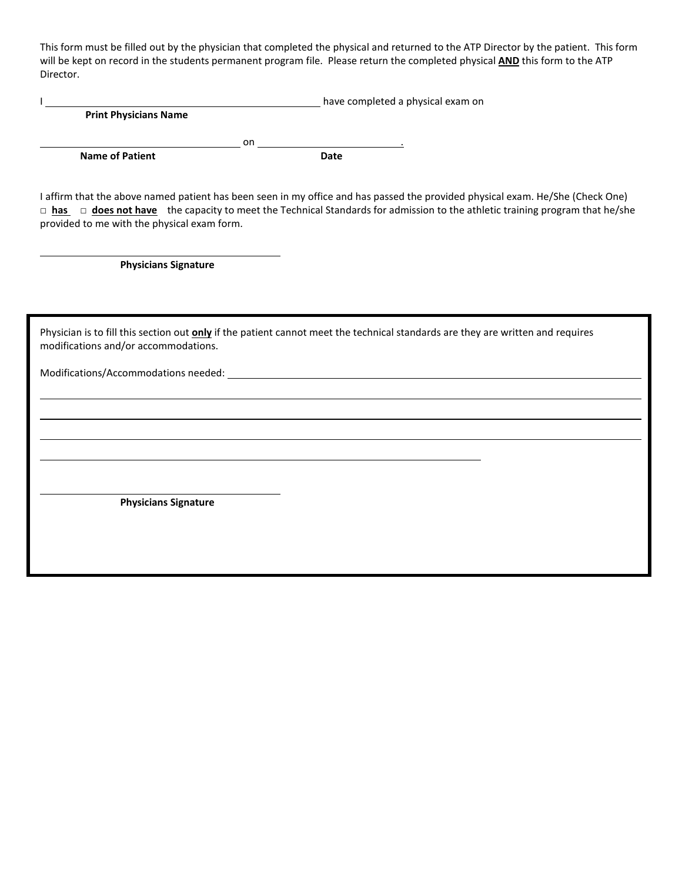This form must be filled out by the physician that completed the physical and returned to the ATP Director by the patient. This form will be kept on record in the students permanent program file. Please return the completed physical **AND** this form to the ATP Director.

I ______________________________________________ have completed a physical exam on
**Print Physicians Name**

________________________________ on ________________________.
**Name of Patient** **Date**

I affirm that the above named patient has been seen in my office and has passed the provided physical exam. He/She (Check One) □ **has** □ **does not have** the capacity to meet the Technical Standards for admission to the athletic training program that he/she provided to me with the physical exam form.

________________________________________
**Physicians Signature**

---

Physician is to fill this section out **only** if the patient cannot meet the technical standards are they are written and requires modifications and/or accommodations.

Modifications/Accommodations needed: ________________________________________________

____________________________________________________________________________

____________________________________________________________________________

____________________________________________________________________________

____________________________________________________________

________________________________________
**Physicians Signature**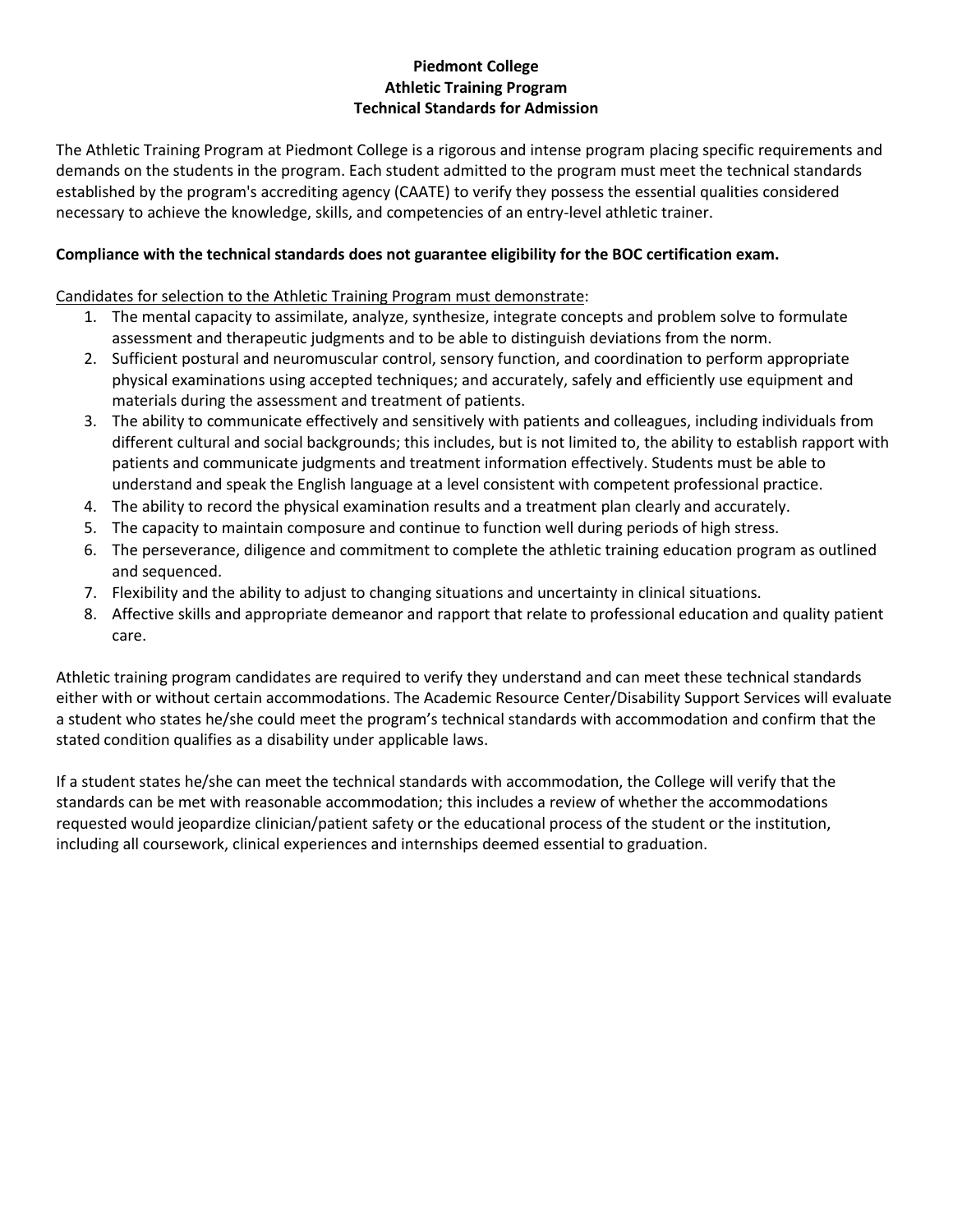# Piedmont College
## Athletic Training Program
## Technical Standards for Admission

The Athletic Training Program at Piedmont College is a rigorous and intense program placing specific requirements and demands on the students in the program. Each student admitted to the program must meet the technical standards established by the program's accrediting agency (CAATE) to verify they possess the essential qualities considered necessary to achieve the knowledge, skills, and competencies of an entry-level athletic trainer.

**Compliance with the technical standards does not guarantee eligibility for the BOC certification exam.**

<u>Candidates for selection to the Athletic Training Program must demonstrate</u>:

1. The mental capacity to assimilate, analyze, synthesize, integrate concepts and problem solve to formulate assessment and therapeutic judgments and to be able to distinguish deviations from the norm.
2. Sufficient postural and neuromuscular control, sensory function, and coordination to perform appropriate physical examinations using accepted techniques; and accurately, safely and efficiently use equipment and materials during the assessment and treatment of patients.
3. The ability to communicate effectively and sensitively with patients and colleagues, including individuals from different cultural and social backgrounds; this includes, but is not limited to, the ability to establish rapport with patients and communicate judgments and treatment information effectively. Students must be able to understand and speak the English language at a level consistent with competent professional practice.
4. The ability to record the physical examination results and a treatment plan clearly and accurately.
5. The capacity to maintain composure and continue to function well during periods of high stress.
6. The perseverance, diligence and commitment to complete the athletic training education program as outlined and sequenced.
7. Flexibility and the ability to adjust to changing situations and uncertainty in clinical situations.
8. Affective skills and appropriate demeanor and rapport that relate to professional education and quality patient care.

Athletic training program candidates are required to verify they understand and can meet these technical standards either with or without certain accommodations. The Academic Resource Center/Disability Support Services will evaluate a student who states he/she could meet the program's technical standards with accommodation and confirm that the stated condition qualifies as a disability under applicable laws.

If a student states he/she can meet the technical standards with accommodation, the College will verify that the standards can be met with reasonable accommodation; this includes a review of whether the accommodations requested would jeopardize clinician/patient safety or the educational process of the student or the institution, including all coursework, clinical experiences and internships deemed essential to graduation.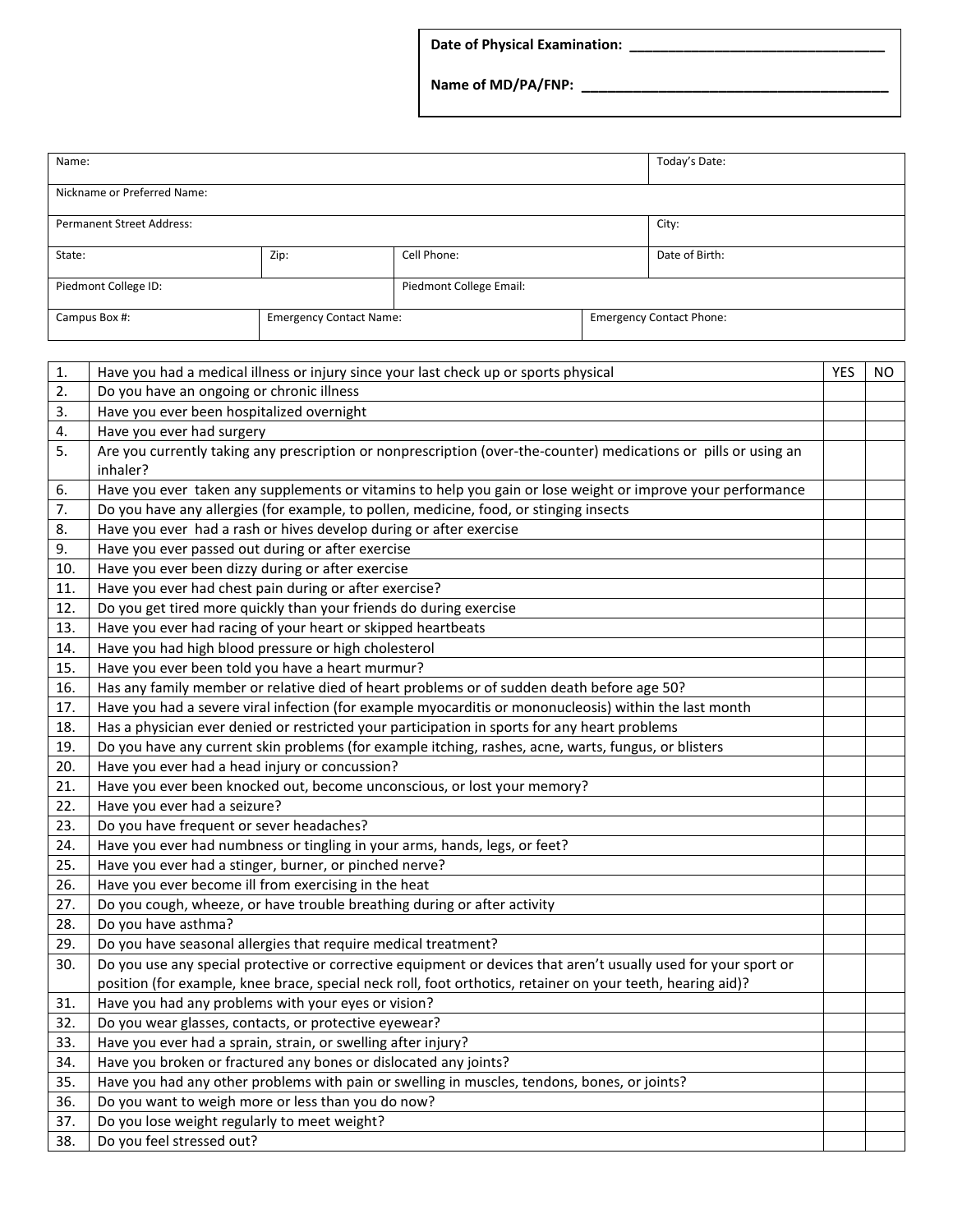Date of Physical Examination: ________________________________

Name of MD/PA/FNP: ____________________________________

| Name: | | | | Today's Date: |
|---|---|---|---|---|
| Nickname or Preferred Name: | | | | |
| Permanent Street Address: | | | | City: |
| State: | Zip: | Cell Phone: | | Date of Birth: |
| Piedmont College ID: | | Piedmont College Email: | | |
| Campus Box #: | Emergency Contact Name: | | Emergency Contact Phone: | |

| | | YES | NO |
|---|---|---|---|
| 1. | Have you had a medical illness or injury since your last check up or sports physical | | |
| 2. | Do you have an ongoing or chronic illness | | |
| 3. | Have you ever been hospitalized overnight | | |
| 4. | Have you ever had surgery | | |
| 5. | Are you currently taking any prescription or nonprescription (over-the-counter) medications or pills or using an inhaler? | | |
| 6. | Have you ever taken any supplements or vitamins to help you gain or lose weight or improve your performance | | |
| 7. | Do you have any allergies (for example, to pollen, medicine, food, or stinging insects | | |
| 8. | Have you ever had a rash or hives develop during or after exercise | | |
| 9. | Have you ever passed out during or after exercise | | |
| 10. | Have you ever been dizzy during or after exercise | | |
| 11. | Have you ever had chest pain during or after exercise? | | |
| 12. | Do you get tired more quickly than your friends do during exercise | | |
| 13. | Have you ever had racing of your heart or skipped heartbeats | | |
| 14. | Have you had high blood pressure or high cholesterol | | |
| 15. | Have you ever been told you have a heart murmur? | | |
| 16. | Has any family member or relative died of heart problems or of sudden death before age 50? | | |
| 17. | Have you had a severe viral infection (for example myocarditis or mononucleosis) within the last month | | |
| 18. | Has a physician ever denied or restricted your participation in sports for any heart problems | | |
| 19. | Do you have any current skin problems (for example itching, rashes, acne, warts, fungus, or blisters | | |
| 20. | Have you ever had a head injury or concussion? | | |
| 21. | Have you ever been knocked out, become unconscious, or lost your memory? | | |
| 22. | Have you ever had a seizure? | | |
| 23. | Do you have frequent or sever headaches? | | |
| 24. | Have you ever had numbness or tingling in your arms, hands, legs, or feet? | | |
| 25. | Have you ever had a stinger, burner, or pinched nerve? | | |
| 26. | Have you ever become ill from exercising in the heat | | |
| 27. | Do you cough, wheeze, or have trouble breathing during or after activity | | |
| 28. | Do you have asthma? | | |
| 29. | Do you have seasonal allergies that require medical treatment? | | |
| 30. | Do you use any special protective or corrective equipment or devices that aren't usually used for your sport or position (for example, knee brace, special neck roll, foot orthotics, retainer on your teeth, hearing aid)? | | |
| 31. | Have you had any problems with your eyes or vision? | | |
| 32. | Do you wear glasses, contacts, or protective eyewear? | | |
| 33. | Have you ever had a sprain, strain, or swelling after injury? | | |
| 34. | Have you broken or fractured any bones or dislocated any joints? | | |
| 35. | Have you had any other problems with pain or swelling in muscles, tendons, bones, or joints? | | |
| 36. | Do you want to weigh more or less than you do now? | | |
| 37. | Do you lose weight regularly to meet weight? | | |
| 38. | Do you feel stressed out? | | |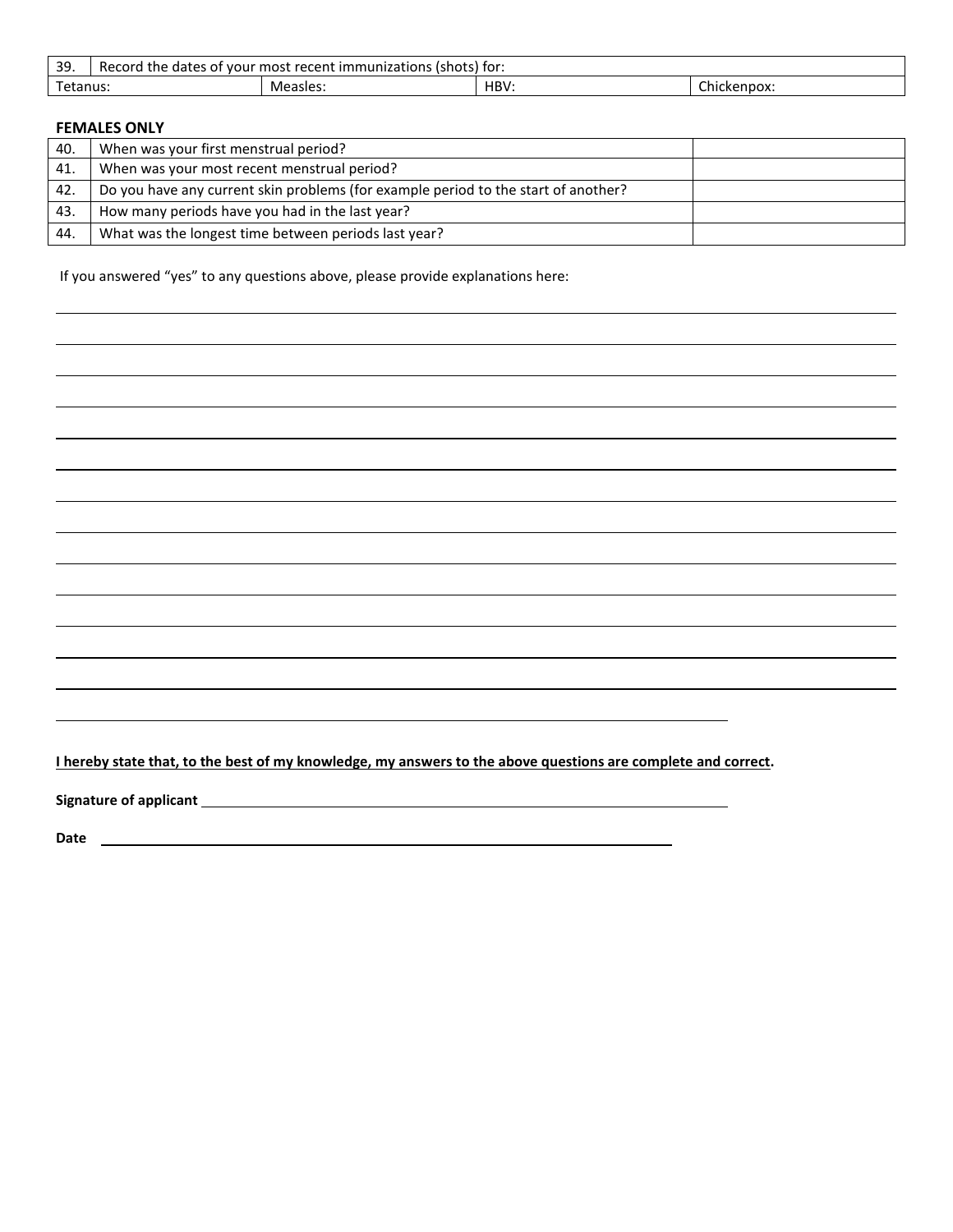| 39. | Record the dates of your most recent immunizations (shots) for: | | |
|---|---|---|---|
| Tetanus: | Measles: | HBV: | Chickenpox: |

**FEMALES ONLY**

| | | |
|---|---|---|
| 40. | When was your first menstrual period? | |
| 41. | When was your most recent menstrual period? | |
| 42. | Do you have any current skin problems (for example period to the start of another? | |
| 43. | How many periods have you had in the last year? | |
| 44. | What was the longest time between periods last year? | |

If you answered "yes" to any questions above, please provide explanations here:

______________________________________________________________________

______________________________________________________________________

______________________________________________________________________

______________________________________________________________________

______________________________________________________________________

______________________________________________________________________

______________________________________________________________________

______________________________________________________________________

______________________________________________________________________

______________________________________________________________________

______________________________________________________________________

______________________________________________________________________

______________________________________________________________________

**I hereby state that, to the best of my knowledge, my answers to the above questions are complete and correct.**

**Signature of applicant** ______________________________________________

**Date** ______________________________________________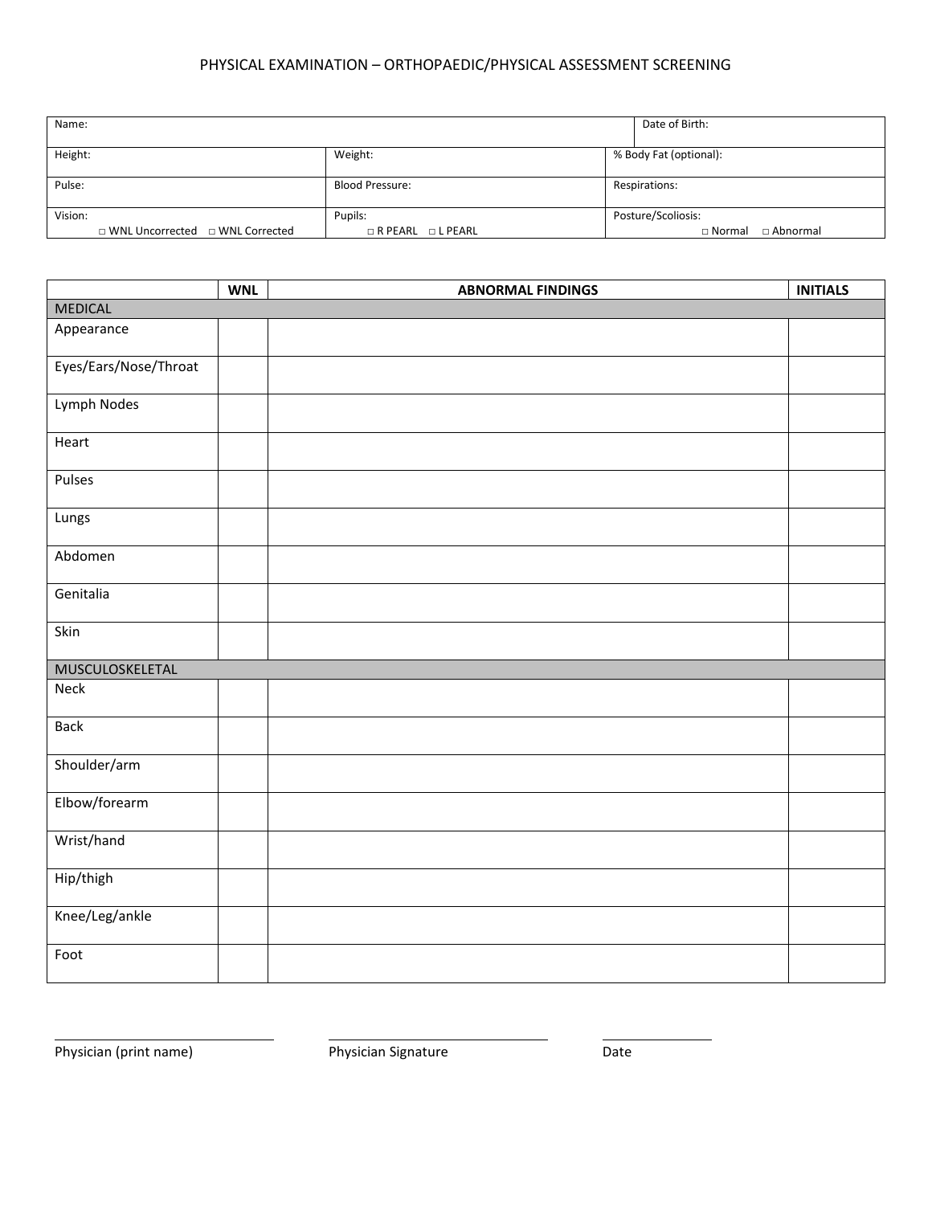# PHYSICAL EXAMINATION – ORTHOPAEDIC/PHYSICAL ASSESSMENT SCREENING

| | | |
|---|---|---|
| Name: | | Date of Birth: |
| Height: | Weight: | % Body Fat (optional): |
| Pulse: | Blood Pressure: | Respirations: |
| Vision: □ WNL Uncorrected □ WNL Corrected | Pupils: □ R PEARL □ L PEARL | Posture/Scoliosis: □ Normal □ Abnormal |

| | WNL | ABNORMAL FINDINGS | INITIALS |
|---|---|---|---|
| MEDICAL | | | |
| Appearance | | | |
| Eyes/Ears/Nose/Throat | | | |
| Lymph Nodes | | | |
| Heart | | | |
| Pulses | | | |
| Lungs | | | |
| Abdomen | | | |
| Genitalia | | | |
| Skin | | | |
| MUSCULOSKELETAL | | | |
| Neck | | | |
| Back | | | |
| Shoulder/arm | | | |
| Elbow/forearm | | | |
| Wrist/hand | | | |
| Hip/thigh | | | |
| Knee/Leg/ankle | | | |
| Foot | | | |

Physician (print name) ____________________ Physician Signature ____________________ Date __________